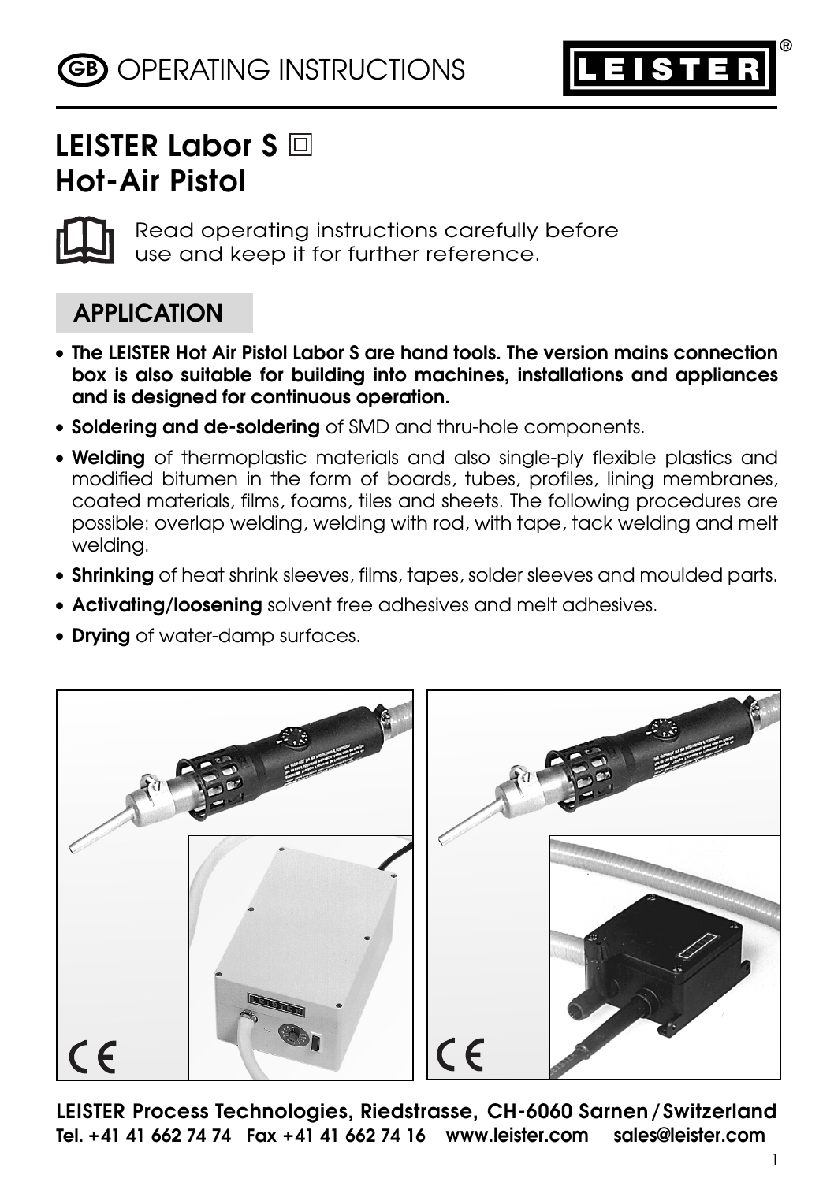# OPERATING INSTRUCTIONS

# LEISTER Labor S

## Hot-Air Pistol

Read operating instructions carefully before use and keep it for further reference.

## APPLICATION

- **The LEISTER Hot Air Pistol Labor S are hand tools. The version mains connection box is also suitable for building into machines, installations and appliances and is designed for continuous operation.**
- **Soldering and de-soldering** of SMD and thru-hole components.
- **Welding** of thermoplastic materials and also single-ply flexible plastics and modified bitumen in the form of boards, tubes, profiles, lining membranes, coated materials, films, foams, tiles and sheets. The following procedures are possible: overlap welding, welding with rod, with tape, tack welding and melt welding.
- **Shrinking** of heat shrink sleeves, films, tapes, solder sleeves and moulded parts.
- **Activating/loosening** solvent free adhesives and melt adhesives.
- **Drying** of water-damp surfaces.

**LEISTER Process Technologies, Riedstrasse, CH-6060 Sarnen / Switzerland**
**Tel. +41 41 662 74 74 Fax +41 41 662 74 16 www.leister.com sales@leister.com**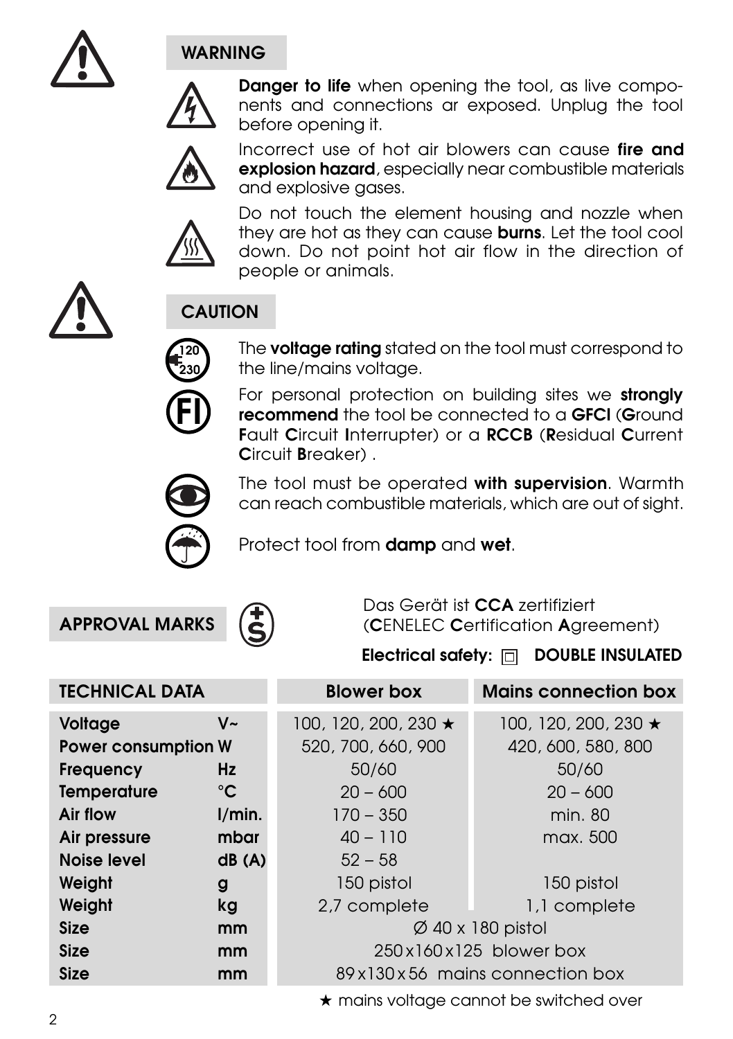## WARNING

**Danger to life** when opening the tool, as live components and connections ar exposed. Unplug the tool before opening it.

Incorrect use of hot air blowers can cause **fire and explosion hazard**, especially near combustible materials and explosive gases.

Do not touch the element housing and nozzle when they are hot as they can cause **burns**. Let the tool cool down. Do not point hot air flow in the direction of people or animals.

## CAUTION

The **voltage rating** stated on the tool must correspond to the line/mains voltage.

For personal protection on building sites we **strongly recommend** the tool be connected to a **GFCI** (**G**round **F**ault **C**ircuit **I**nterrupter) or a **RCCB** (**R**esidual **C**urrent **C**ircuit **B**reaker) .

The tool must be operated **with supervision**. Warmth can reach combustible materials, which are out of sight.

Protect tool from **damp** and **wet**.

## APPROVAL MARKS

Das Gerät ist **CCA** zertifiziert (**C**ENELEC **C**ertification **A**greement)

**Electrical safety:** ▣ **DOUBLE INSULATED**

| TECHNICAL DATA | | Blower box | Mains connection box |
|---|---|---|---|
| **Voltage** | **V~** | 100, 120, 200, 230 ★ | 100, 120, 200, 230 ★ |
| **Power consumption** | **W** | 520, 700, 660, 900 | 420, 600, 580, 800 |
| **Frequency** | **Hz** | 50/60 | 50/60 |
| **Temperature** | **°C** | 20 – 600 | 20 – 600 |
| **Air flow** | **l/min.** | 170 – 350 | min. 80 |
| **Air pressure** | **mbar** | 40 – 110 | max. 500 |
| **Noise level** | **dB (A)** | 52 – 58 | |
| **Weight** | **g** | 150 pistol | 150 pistol |
| **Weight** | **kg** | 2,7 complete | 1,1 complete |
| **Size** | **mm** | Ø 40 x 180 pistol | |
| **Size** | **mm** | 250 x 160 x 125 blower box | |
| **Size** | **mm** | 89 x 130 x 56 mains connection box | |

★ mains voltage cannot be switched over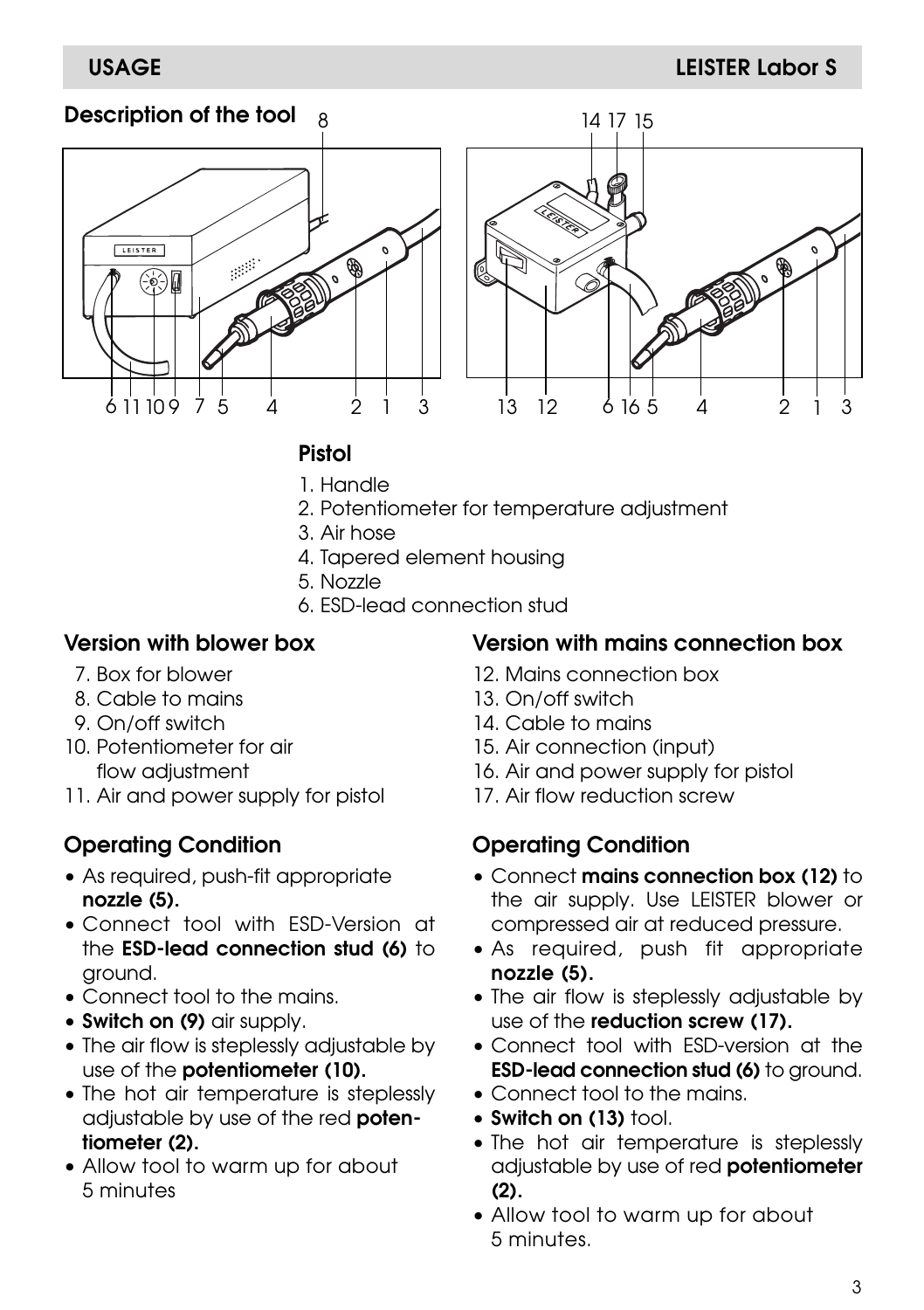## Description of the tool

### Pistol

1. Handle
2. Potentiometer for temperature adjustment
3. Air hose
4. Tapered element housing
5. Nozzle
6. ESD-lead connection stud

### Version with blower box

7. Box for blower
8. Cable to mains
9. On/off switch
10. Potentiometer for air flow adjustment
11. Air and power supply for pistol

### Operating Condition

- As required, push-fit appropriate **nozzle (5).**
- Connect tool with ESD-Version at the **ESD-lead connection stud (6)** to ground.
- Connect tool to the mains.
- **Switch on (9)** air supply.
- The air flow is steplessly adjustable by use of the **potentiometer (10).**
- The hot air temperature is steplessly adjustable by use of the red **potentiometer (2).**
- Allow tool to warm up for about 5 minutes

### Version with mains connection box

12. Mains connection box
13. On/off switch
14. Cable to mains
15. Air connection (input)
16. Air and power supply for pistol
17. Air flow reduction screw

### Operating Condition

- Connect **mains connection box (12)** to the air supply. Use LEISTER blower or compressed air at reduced pressure.
- As required, push fit appropriate **nozzle (5).**
- The air flow is steplessly adjustable by use of the **reduction screw (17).**
- Connect tool with ESD-version at the **ESD-lead connection stud (6)** to ground.
- Connect tool to the mains.
- **Switch on (13)** tool.
- The hot air temperature is steplessly adjustable by use of red **potentiometer (2).**
- Allow tool to warm up for about 5 minutes.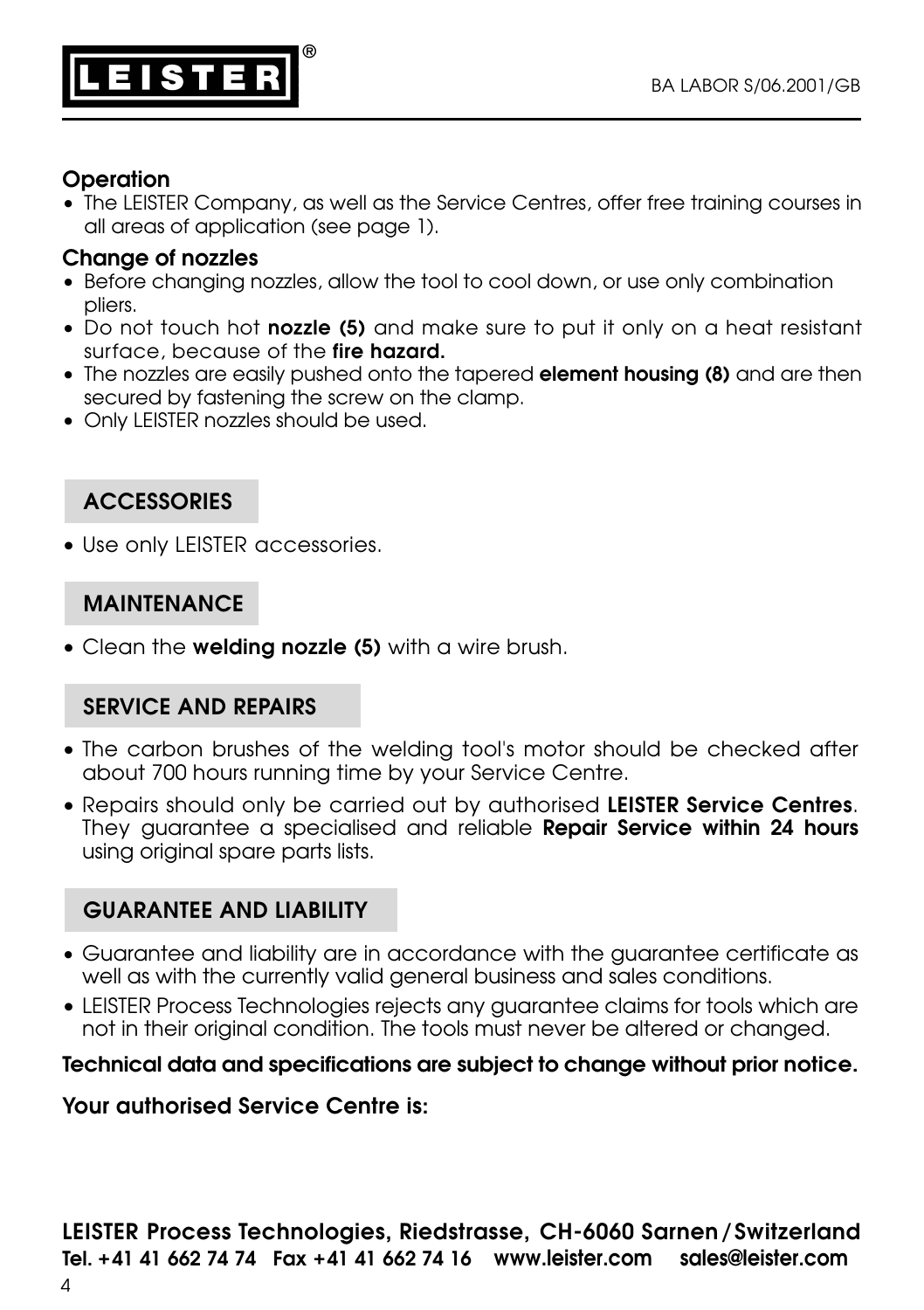### Operation

- The LEISTER Company, as well as the Service Centres, offer free training courses in all areas of application (see page 1).

### Change of nozzles

- Before changing nozzles, allow the tool to cool down, or use only combination pliers.
- Do not touch hot **nozzle (5)** and make sure to put it only on a heat resistant surface, because of the **fire hazard.**
- The nozzles are easily pushed onto the tapered **element housing (8)** and are then secured by fastening the screw on the clamp.
- Only LEISTER nozzles should be used.

## ACCESSORIES

- Use only LEISTER accessories.

## MAINTENANCE

- Clean the **welding nozzle (5)** with a wire brush.

## SERVICE AND REPAIRS

- The carbon brushes of the welding tool's motor should be checked after about 700 hours running time by your Service Centre.
- Repairs should only be carried out by authorised **LEISTER Service Centres**. They guarantee a specialised and reliable **Repair Service within 24 hours** using original spare parts lists.

## GUARANTEE AND LIABILITY

- Guarantee and liability are in accordance with the guarantee certificate as well as with the currently valid general business and sales conditions.
- LEISTER Process Technologies rejects any guarantee claims for tools which are not in their original condition. The tools must never be altered or changed.

**Technical data and specifications are subject to change without prior notice.**

**Your authorised Service Centre is:**

**LEISTER Process Technologies, Riedstrasse, CH-6060 Sarnen / Switzerland**
**Tel. +41 41 662 74 74 Fax +41 41 662 74 16 www.leister.com sales@leister.com**